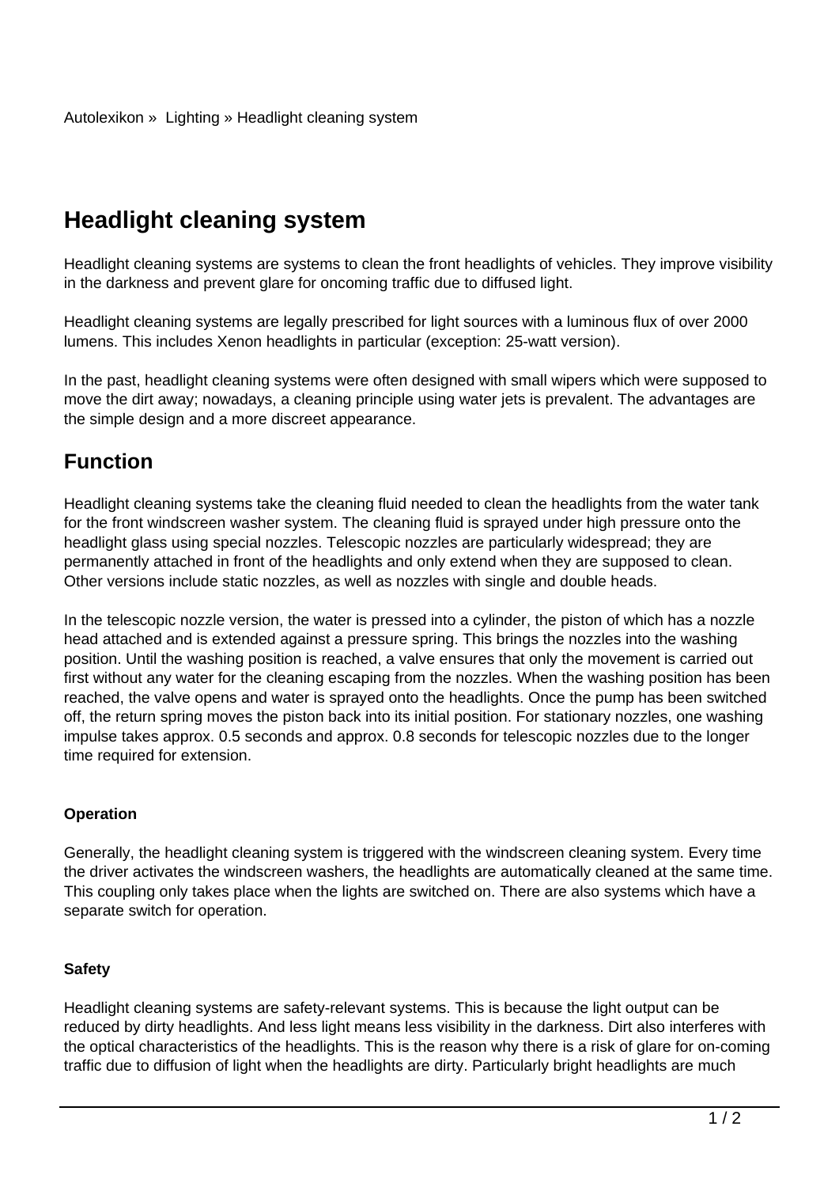Autolexikon » Lighting » Headlight cleaning system

# Headlight cleaning system

Headlight cleaning systems are systems to clean the front headlights of vehicles. They improve visibility in the darkness and prevent glare for oncoming traffic due to diffused light.

Headlight cleaning systems are legally prescribed for light sources with a luminous flux of over 2000 lumens. This includes Xenon headlights in particular (exception: 25-watt version).

In the past, headlight cleaning systems were often designed with small wipers which were supposed to move the dirt away; nowadays, a cleaning principle using water jets is prevalent. The advantages are the simple design and a more discreet appearance.

## Function

Headlight cleaning systems take the cleaning fluid needed to clean the headlights from the water tank for the front windscreen washer system. The cleaning fluid is sprayed under high pressure onto the headlight glass using special nozzles. Telescopic nozzles are particularly widespread; they are permanently attached in front of the headlights and only extend when they are supposed to clean. Other versions include static nozzles, as well as nozzles with single and double heads.

In the telescopic nozzle version, the water is pressed into a cylinder, the piston of which has a nozzle head attached and is extended against a pressure spring. This brings the nozzles into the washing position. Until the washing position is reached, a valve ensures that only the movement is carried out first without any water for the cleaning escaping from the nozzles. When the washing position has been reached, the valve opens and water is sprayed onto the headlights. Once the pump has been switched off, the return spring moves the piston back into its initial position. For stationary nozzles, one washing impulse takes approx. 0.5 seconds and approx. 0.8 seconds for telescopic nozzles due to the longer time required for extension.

#### Operation

Generally, the headlight cleaning system is triggered with the windscreen cleaning system. Every time the driver activates the windscreen washers, the headlights are automatically cleaned at the same time. This coupling only takes place when the lights are switched on. There are also systems which have a separate switch for operation.

#### Safety

Headlight cleaning systems are safety-relevant systems. This is because the light output can be reduced by dirty headlights. And less light means less visibility in the darkness. Dirt also interferes with the optical characteristics of the headlights. This is the reason why there is a risk of glare for on-coming traffic due to diffusion of light when the headlights are dirty. Particularly bright headlights are much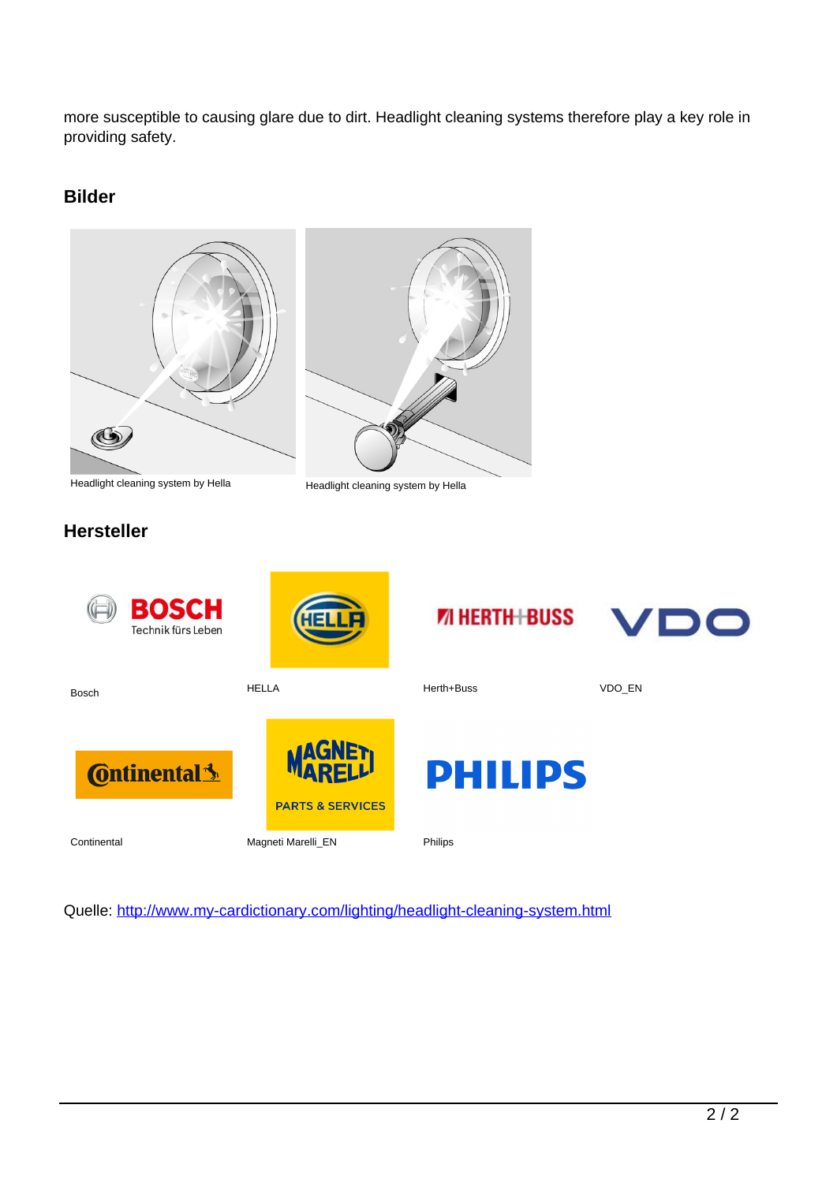more susceptible to causing glare due to dirt. Headlight cleaning systems therefore play a key role in providing safety.

## Bilder

Headlight cleaning system by Hella

Headlight cleaning system by Hella

## Hersteller

Bosch

HELLA

Herth+Buss

VDO_EN

Continental

Magneti Marelli_EN

Philips

Quelle: [http://www.my-cardictionary.com/lighting/headlight-cleaning-system.html](http://www.my-cardictionary.com/lighting/headlight-cleaning-system.html)